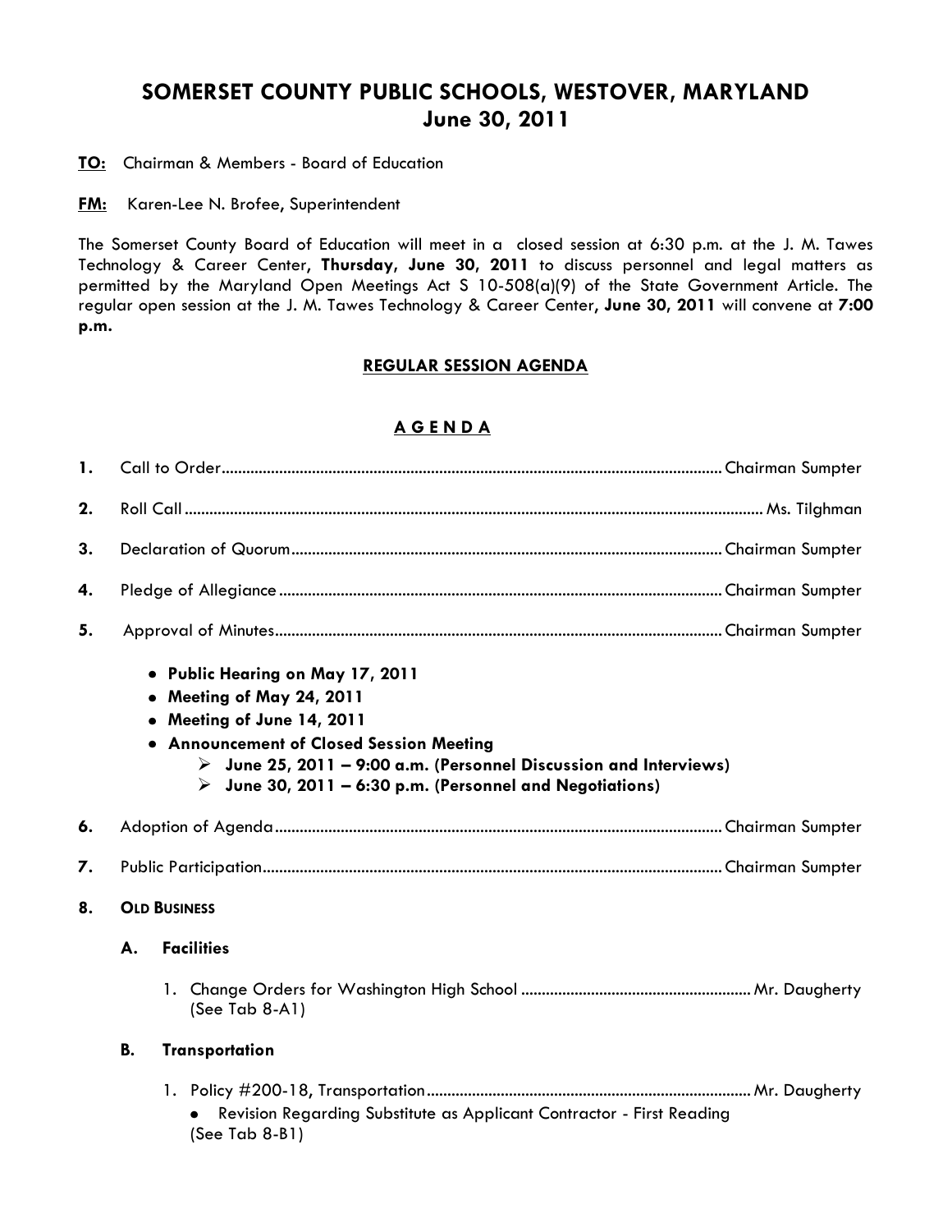# SOMERSET COUNTY PUBLIC SCHOOLS, WESTOVER, MARYLAND
## June 30, 2011

**TO:** Chairman & Members - Board of Education

**FM:** Karen-Lee N. Brofee, Superintendent

The Somerset County Board of Education will meet in a closed session at 6:30 p.m. at the J. M. Tawes Technology & Career Center, **Thursday, June 30, 2011** to discuss personnel and legal matters as permitted by the Maryland Open Meetings Act S 10-508(a)(9) of the State Government Article. The regular open session at the J. M. Tawes Technology & Career Center, **June 30, 2011** will convene at **7:00 p.m.**

### REGULAR SESSION AGENDA

### A G E N D A

**1.** Call to Order........................................................................ Chairman Sumpter

**2.** Roll Call........................................................................ Ms. Tilghman

**3.** Declaration of Quorum........................................................................ Chairman Sumpter

**4.** Pledge of Allegiance........................................................................ Chairman Sumpter

**5.** Approval of Minutes........................................................................ Chairman Sumpter

- **Public Hearing on May 17, 2011**
- **Meeting of May 24, 2011**
- **Meeting of June 14, 2011**
- **Announcement of Closed Session Meeting**
  - **June 25, 2011 – 9:00 a.m. (Personnel Discussion and Interviews)**
  - **June 30, 2011 – 6:30 p.m. (Personnel and Negotiations)**

**6.** Adoption of Agenda........................................................................ Chairman Sumpter

**7.** Public Participation........................................................................ Chairman Sumpter

**8. OLD BUSINESS**

**A. Facilities**

1. Change Orders for Washington High School ........................................................ Mr. Daugherty
   (See Tab 8-A1)

**B. Transportation**

1. Policy #200-18, Transportation........................................................................ Mr. Daugherty
   - Revision Regarding Substitute as Applicant Contractor - First Reading

   (See Tab 8-B1)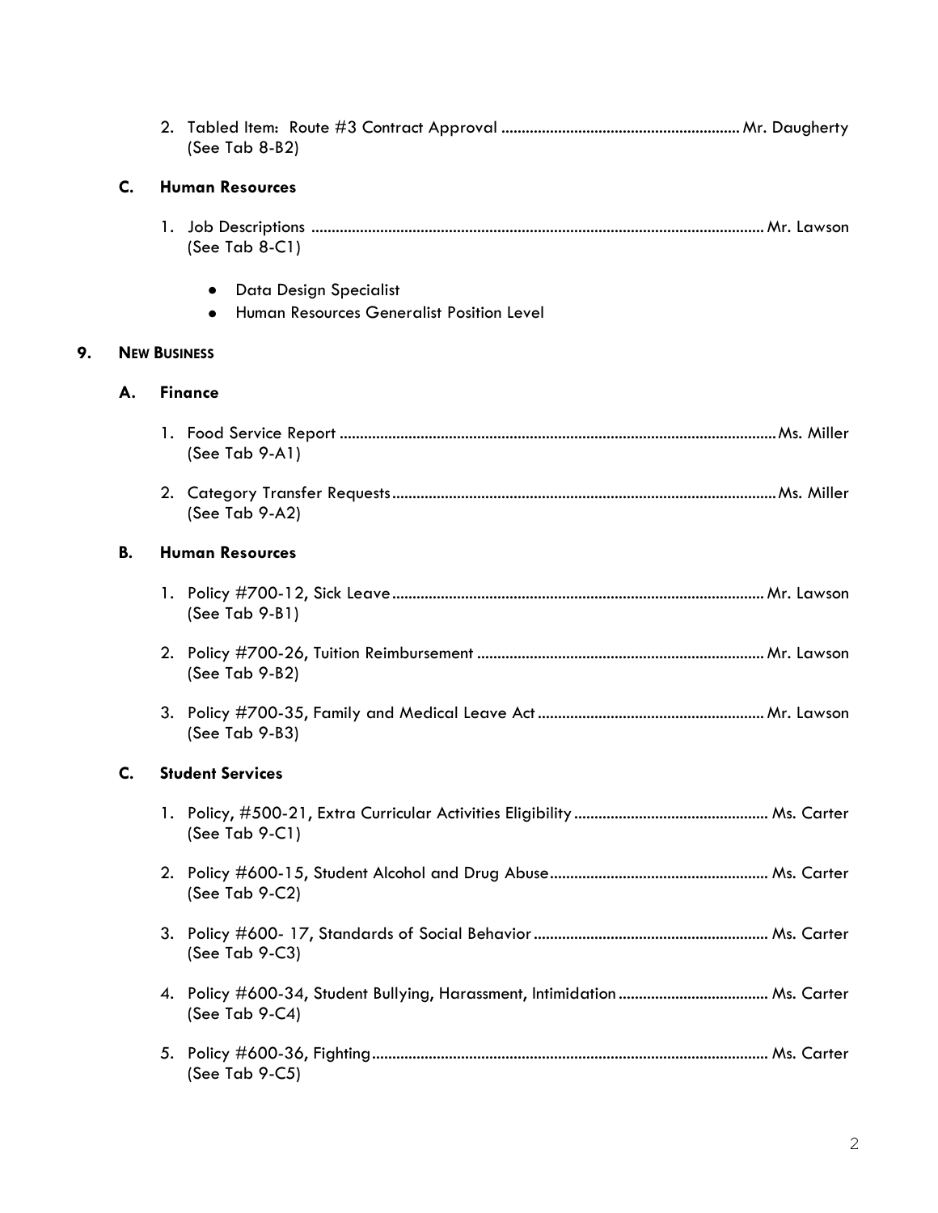2. Tabled Item: Route #3 Contract Approval .......................................................... Mr. Daugherty
   (See Tab 8-B2)

### C. Human Resources

1. Job Descriptions ............................................................................................................ Mr. Lawson
   (See Tab 8-C1)

   - Data Design Specialist
   - Human Resources Generalist Position Level

## 9. NEW BUSINESS

### A. Finance

1. Food Service Report ........................................................................................................ Ms. Miller
   (See Tab 9-A1)

2. Category Transfer Requests ............................................................................................ Ms. Miller
   (See Tab 9-A2)

### B. Human Resources

1. Policy #700-12, Sick Leave .......................................................................................... Mr. Lawson
   (See Tab 9-B1)

2. Policy #700-26, Tuition Reimbursement ...................................................................... Mr. Lawson
   (See Tab 9-B2)

3. Policy #700-35, Family and Medical Leave Act ........................................................ Mr. Lawson
   (See Tab 9-B3)

### C. Student Services

1. Policy, #500-21, Extra Curricular Activities Eligibility ............................................... Ms. Carter
   (See Tab 9-C1)

2. Policy #600-15, Student Alcohol and Drug Abuse ..................................................... Ms. Carter
   (See Tab 9-C2)

3. Policy #600- 17, Standards of Social Behavior ......................................................... Ms. Carter
   (See Tab 9-C3)

4. Policy #600-34, Student Bullying, Harassment, Intimidation .................................... Ms. Carter
   (See Tab 9-C4)

5. Policy #600-36, Fighting ............................................................................................... Ms. Carter
   (See Tab 9-C5)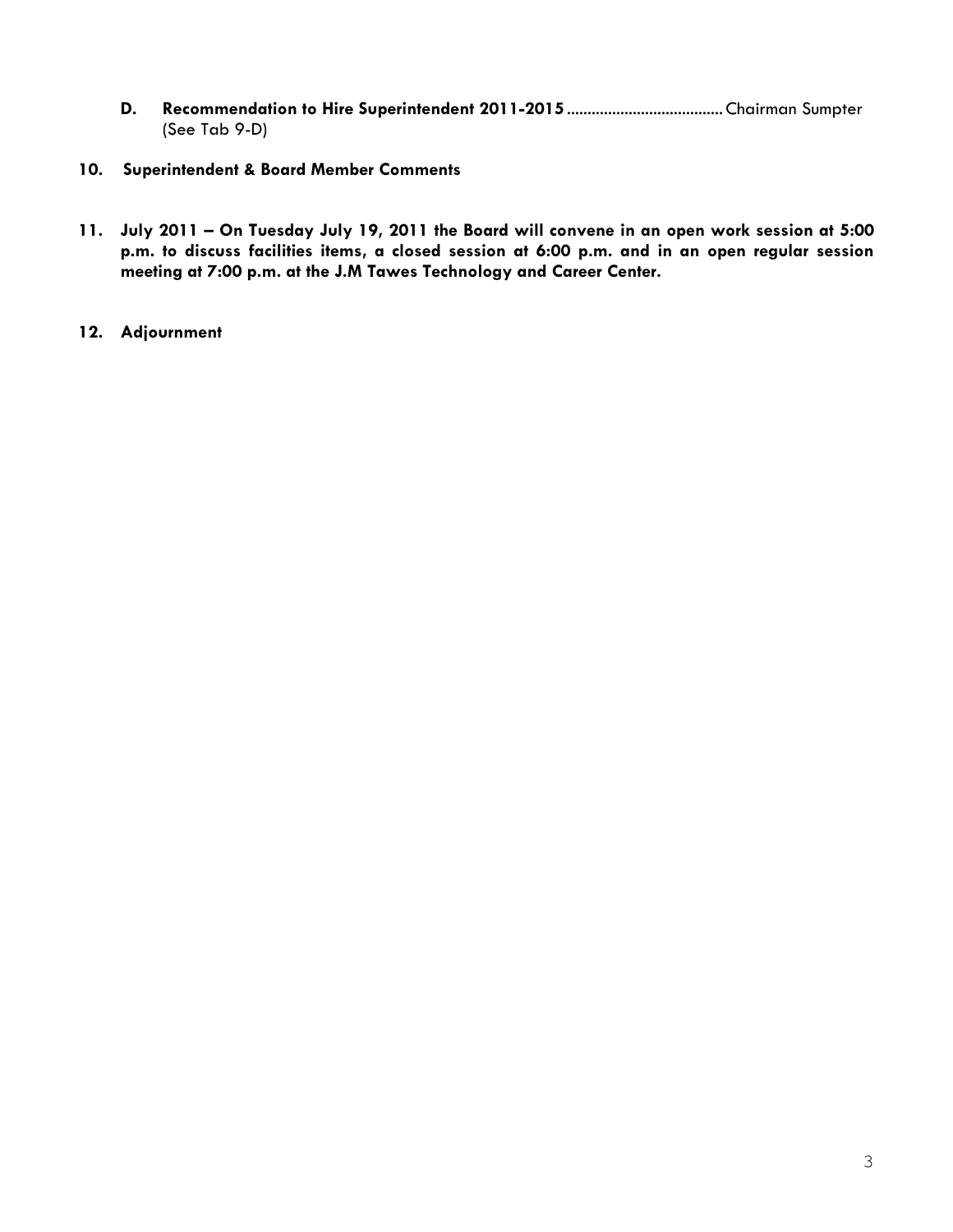**D. Recommendation to Hire Superintendent 2011-2015** ...................................... Chairman Sumpter
(See Tab 9-D)

**10. Superintendent & Board Member Comments**

**11. July 2011 – On Tuesday July 19, 2011 the Board will convene in an open work session at 5:00 p.m. to discuss facilities items, a closed session at 6:00 p.m. and in an open regular session meeting at 7:00 p.m. at the J.M Tawes Technology and Career Center.**

**12. Adjournment**